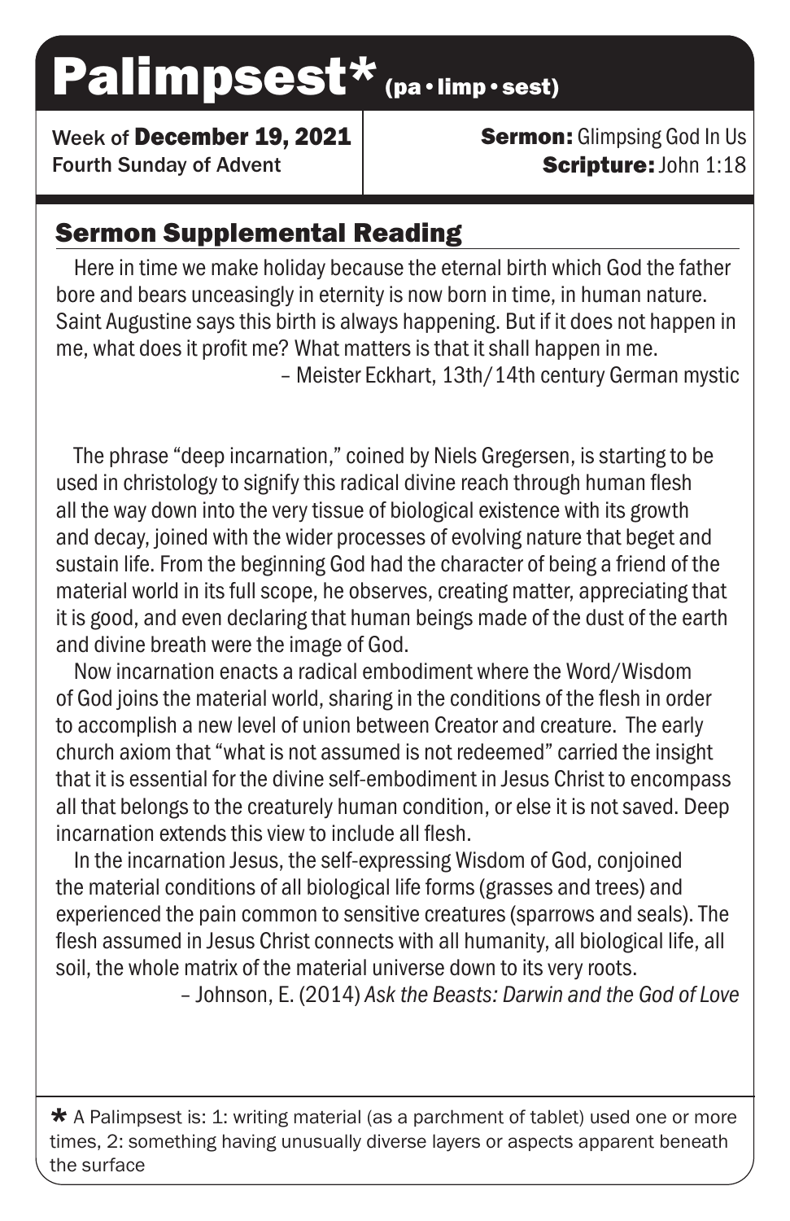# Palimpsest* (pa • limp • sest)

Week of **December 19, 2021**
Fourth Sunday of Advent

**Sermon:** Glimpsing God In Us
**Scripture:** John 1:18

## Sermon Supplemental Reading

Here in time we make holiday because the eternal birth which God the father bore and bears unceasingly in eternity is now born in time, in human nature. Saint Augustine says this birth is always happening. But if it does not happen in me, what does it profit me? What matters is that it shall happen in me.

– Meister Eckhart, 13th/14th century German mystic

The phrase "deep incarnation," coined by Niels Gregersen, is starting to be used in christology to signify this radical divine reach through human flesh all the way down into the very tissue of biological existence with its growth and decay, joined with the wider processes of evolving nature that beget and sustain life. From the beginning God had the character of being a friend of the material world in its full scope, he observes, creating matter, appreciating that it is good, and even declaring that human beings made of the dust of the earth and divine breath were the image of God.

Now incarnation enacts a radical embodiment where the Word/Wisdom of God joins the material world, sharing in the conditions of the flesh in order to accomplish a new level of union between Creator and creature. The early church axiom that "what is not assumed is not redeemed" carried the insight that it is essential for the divine self-embodiment in Jesus Christ to encompass all that belongs to the creaturely human condition, or else it is not saved. Deep incarnation extends this view to include all flesh.

In the incarnation Jesus, the self-expressing Wisdom of God, conjoined the material conditions of all biological life forms (grasses and trees) and experienced the pain common to sensitive creatures (sparrows and seals). The flesh assumed in Jesus Christ connects with all humanity, all biological life, all soil, the whole matrix of the material universe down to its very roots.

– Johnson, E. (2014) *Ask the Beasts: Darwin and the God of Love*

**\*** A Palimpsest is: 1: writing material (as a parchment of tablet) used one or more times, 2: something having unusually diverse layers or aspects apparent beneath the surface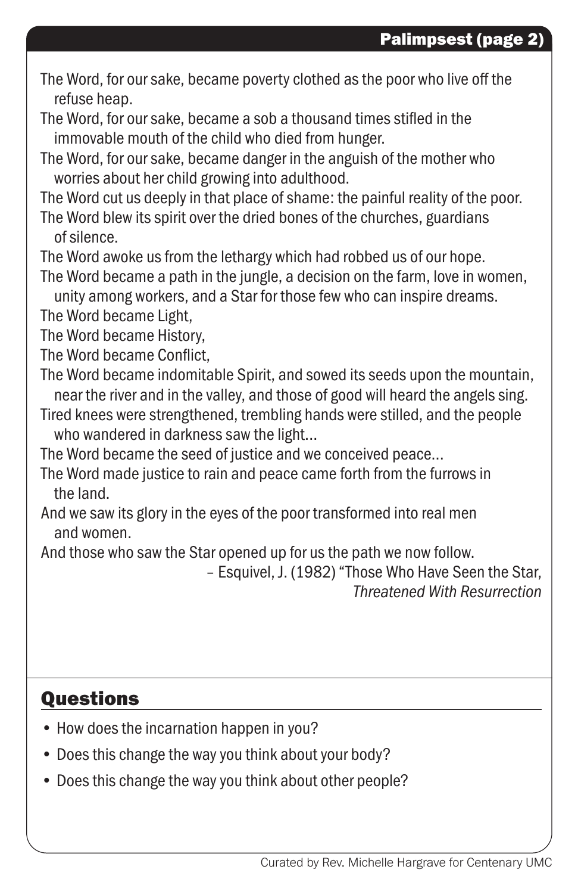The Word, for our sake, became poverty clothed as the poor who live off the refuse heap.
The Word, for our sake, became a sob a thousand times stifled in the immovable mouth of the child who died from hunger.
The Word, for our sake, became danger in the anguish of the mother who worries about her child growing into adulthood.
The Word cut us deeply in that place of shame: the painful reality of the poor.
The Word blew its spirit over the dried bones of the churches, guardians of silence.
The Word awoke us from the lethargy which had robbed us of our hope.
The Word became a path in the jungle, a decision on the farm, love in women, unity among workers, and a Star for those few who can inspire dreams.
The Word became Light,
The Word became History,
The Word became Conflict,
The Word became indomitable Spirit, and sowed its seeds upon the mountain, near the river and in the valley, and those of good will heard the angels sing.
Tired knees were strengthened, trembling hands were stilled, and the people who wandered in darkness saw the light...
The Word became the seed of justice and we conceived peace...
The Word made justice to rain and peace came forth from the furrows in the land.
And we saw its glory in the eyes of the poor transformed into real men and women.
And those who saw the Star opened up for us the path we now follow.

– Esquivel, J. (1982) "Those Who Have Seen the Star, *Threatened With Resurrection*

## Questions

- How does the incarnation happen in you?
- Does this change the way you think about your body?
- Does this change the way you think about other people?

Curated by Rev. Michelle Hargrave for Centenary UMC